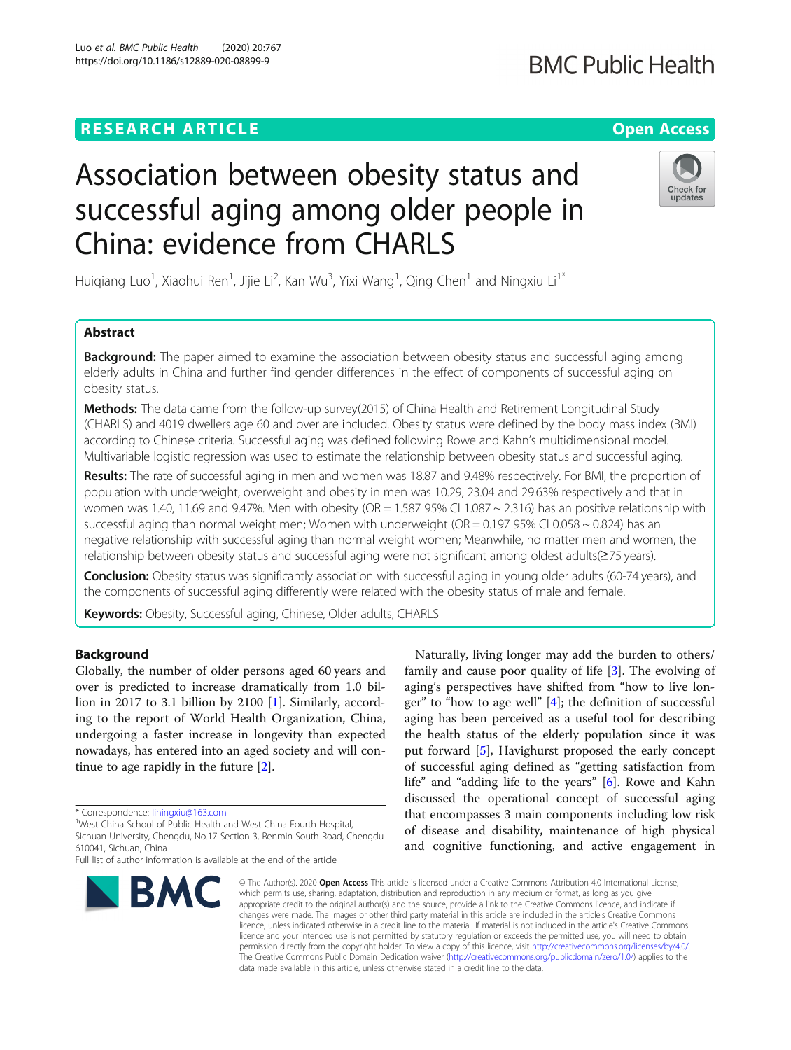RESEARCH ARTICLE

Open Access

# Association between obesity status and successful aging among older people in China: evidence from CHARLS

Huiqiang Luo[1], Xiaohui Ren[1], Jijie Li[2], Kan Wu[3], Yixi Wang[1], Qing Chen[1] and Ningxiu Li[1*]

## Abstract

**Background:** The paper aimed to examine the association between obesity status and successful aging among elderly adults in China and further find gender differences in the effect of components of successful aging on obesity status.

**Methods:** The data came from the follow-up survey(2015) of China Health and Retirement Longitudinal Study (CHARLS) and 4019 dwellers age 60 and over are included. Obesity status were defined by the body mass index (BMI) according to Chinese criteria. Successful aging was defined following Rowe and Kahn's multidimensional model. Multivariable logistic regression was used to estimate the relationship between obesity status and successful aging.

**Results:** The rate of successful aging in men and women was 18.87 and 9.48% respectively. For BMI, the proportion of population with underweight, overweight and obesity in men was 10.29, 23.04 and 29.63% respectively and that in women was 1.40, 11.69 and 9.47%. Men with obesity (OR = 1.587 95% CI 1.087 ~ 2.316) has an positive relationship with successful aging than normal weight men; Women with underweight (OR = 0.197 95% CI 0.058 ~ 0.824) has an negative relationship with successful aging than normal weight women; Meanwhile, no matter men and women, the relationship between obesity status and successful aging were not significant among oldest adults(≥75 years).

**Conclusion:** Obesity status was significantly association with successful aging in young older adults (60-74 years), and the components of successful aging differently were related with the obesity status of male and female.

**Keywords:** Obesity, Successful aging, Chinese, Older adults, CHARLS

## Background

Globally, the number of older persons aged 60 years and over is predicted to increase dramatically from 1.0 billion in 2017 to 3.1 billion by 2100 [1]. Similarly, according to the report of World Health Organization, China, undergoing a faster increase in longevity than expected nowadays, has entered into an aged society and will continue to age rapidly in the future [2].

Naturally, living longer may add the burden to others/ family and cause poor quality of life [3]. The evolving of aging's perspectives have shifted from "how to live longer" to "how to age well" [4]; the definition of successful aging has been perceived as a useful tool for describing the health status of the elderly population since it was put forward [5], Havighurst proposed the early concept of successful aging defined as "getting satisfaction from life" and "adding life to the years" [6]. Rowe and Kahn discussed the operational concept of successful aging that encompasses 3 main components including low risk of disease and disability, maintenance of high physical and cognitive functioning, and active engagement in

\* Correspondence: liningxiu@163.com
[1]West China School of Public Health and West China Fourth Hospital, Sichuan University, Chengdu, No.17 Section 3, Renmin South Road, Chengdu 610041, Sichuan, China
Full list of author information is available at the end of the article

© The Author(s). 2020 **Open Access** This article is licensed under a Creative Commons Attribution 4.0 International License, which permits use, sharing, adaptation, distribution and reproduction in any medium or format, as long as you give appropriate credit to the original author(s) and the source, provide a link to the Creative Commons licence, and indicate if changes were made. The images or other third party material in this article are included in the article's Creative Commons licence, unless indicated otherwise in a credit line to the material. If material is not included in the article's Creative Commons licence and your intended use is not permitted by statutory regulation or exceeds the permitted use, you will need to obtain permission directly from the copyright holder. To view a copy of this licence, visit http://creativecommons.org/licenses/by/4.0/. The Creative Commons Public Domain Dedication waiver (http://creativecommons.org/publicdomain/zero/1.0/) applies to the data made available in this article, unless otherwise stated in a credit line to the data.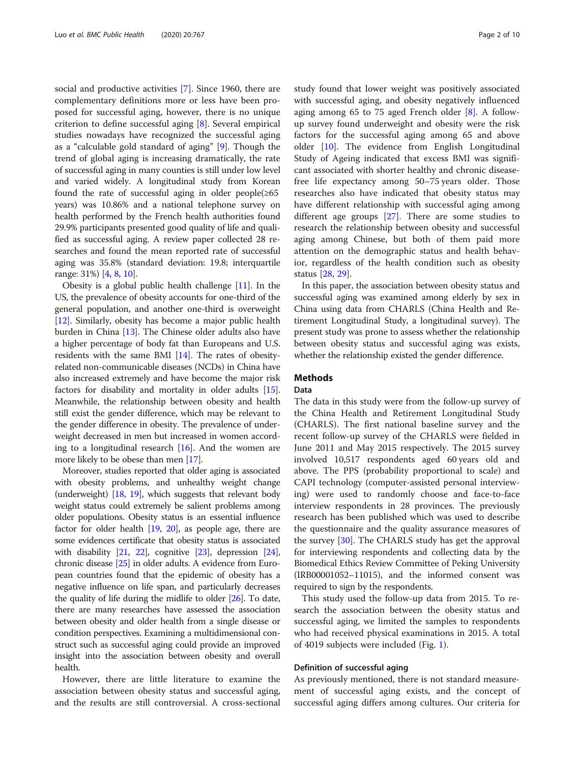social and productive activities [7]. Since 1960, there are complementary definitions more or less have been proposed for successful aging, however, there is no unique criterion to define successful aging [8]. Several empirical studies nowadays have recognized the successful aging as a "calculable gold standard of aging" [9]. Though the trend of global aging is increasing dramatically, the rate of successful aging in many counties is still under low level and varied widely. A longitudinal study from Korean found the rate of successful aging in older people(≥65 years) was 10.86% and a national telephone survey on health performed by the French health authorities found 29.9% participants presented good quality of life and qualified as successful aging. A review paper collected 28 researches and found the mean reported rate of successful aging was 35.8% (standard deviation: 19.8; interquartile range: 31%) [4, 8, 10].

Obesity is a global public health challenge [11]. In the US, the prevalence of obesity accounts for one-third of the general population, and another one-third is overweight [12]. Similarly, obesity has become a major public health burden in China [13]. The Chinese older adults also have a higher percentage of body fat than Europeans and U.S. residents with the same BMI [14]. The rates of obesity-related non-communicable diseases (NCDs) in China have also increased extremely and have become the major risk factors for disability and mortality in older adults [15]. Meanwhile, the relationship between obesity and health still exist the gender difference, which may be relevant to the gender difference in obesity. The prevalence of underweight decreased in men but increased in women according to a longitudinal research [16]. And the women are more likely to be obese than men [17].

Moreover, studies reported that older aging is associated with obesity problems, and unhealthy weight change (underweight) [18, 19], which suggests that relevant body weight status could extremely be salient problems among older populations. Obesity status is an essential influence factor for older health [19, 20], as people age, there are some evidences certificate that obesity status is associated with disability [21, 22], cognitive [23], depression [24], chronic disease [25] in older adults. A evidence from European countries found that the epidemic of obesity has a negative influence on life span, and particularly decreases the quality of life during the midlife to older [26]. To date, there are many researches have assessed the association between obesity and older health from a single disease or condition perspectives. Examining a multidimensional construct such as successful aging could provide an improved insight into the association between obesity and overall health.

However, there are little literature to examine the association between obesity status and successful aging, and the results are still controversial. A cross-sectional study found that lower weight was positively associated with successful aging, and obesity negatively influenced aging among 65 to 75 aged French older [8]. A follow-up survey found underweight and obesity were the risk factors for the successful aging among 65 and above older [10]. The evidence from English Longitudinal Study of Ageing indicated that excess BMI was significant associated with shorter healthy and chronic disease-free life expectancy among 50–75 years older. Those researches also have indicated that obesity status may have different relationship with successful aging among different age groups [27]. There are some studies to research the relationship between obesity and successful aging among Chinese, but both of them paid more attention on the demographic status and health behavior, regardless of the health condition such as obesity status [28, 29].

In this paper, the association between obesity status and successful aging was examined among elderly by sex in China using data from CHARLS (China Health and Retirement Longitudinal Study, a longitudinal survey). The present study was prone to assess whether the relationship between obesity status and successful aging was exists, whether the relationship existed the gender difference.

## Methods

### Data

The data in this study were from the follow-up survey of the China Health and Retirement Longitudinal Study (CHARLS). The first national baseline survey and the recent follow-up survey of the CHARLS were fielded in June 2011 and May 2015 respectively. The 2015 survey involved 10,517 respondents aged 60 years old and above. The PPS (probability proportional to scale) and CAPI technology (computer-assisted personal interviewing) were used to randomly choose and face-to-face interview respondents in 28 provinces. The previously research has been published which was used to describe the questionnaire and the quality assurance measures of the survey [30]. The CHARLS study has get the approval for interviewing respondents and collecting data by the Biomedical Ethics Review Committee of Peking University (IRB00001052–11015), and the informed consent was required to sign by the respondents.

This study used the follow-up data from 2015. To research the association between the obesity status and successful aging, we limited the samples to respondents who had received physical examinations in 2015. A total of 4019 subjects were included (Fig. 1).

### Definition of successful aging

As previously mentioned, there is not standard measurement of successful aging exists, and the concept of successful aging differs among cultures. Our criteria for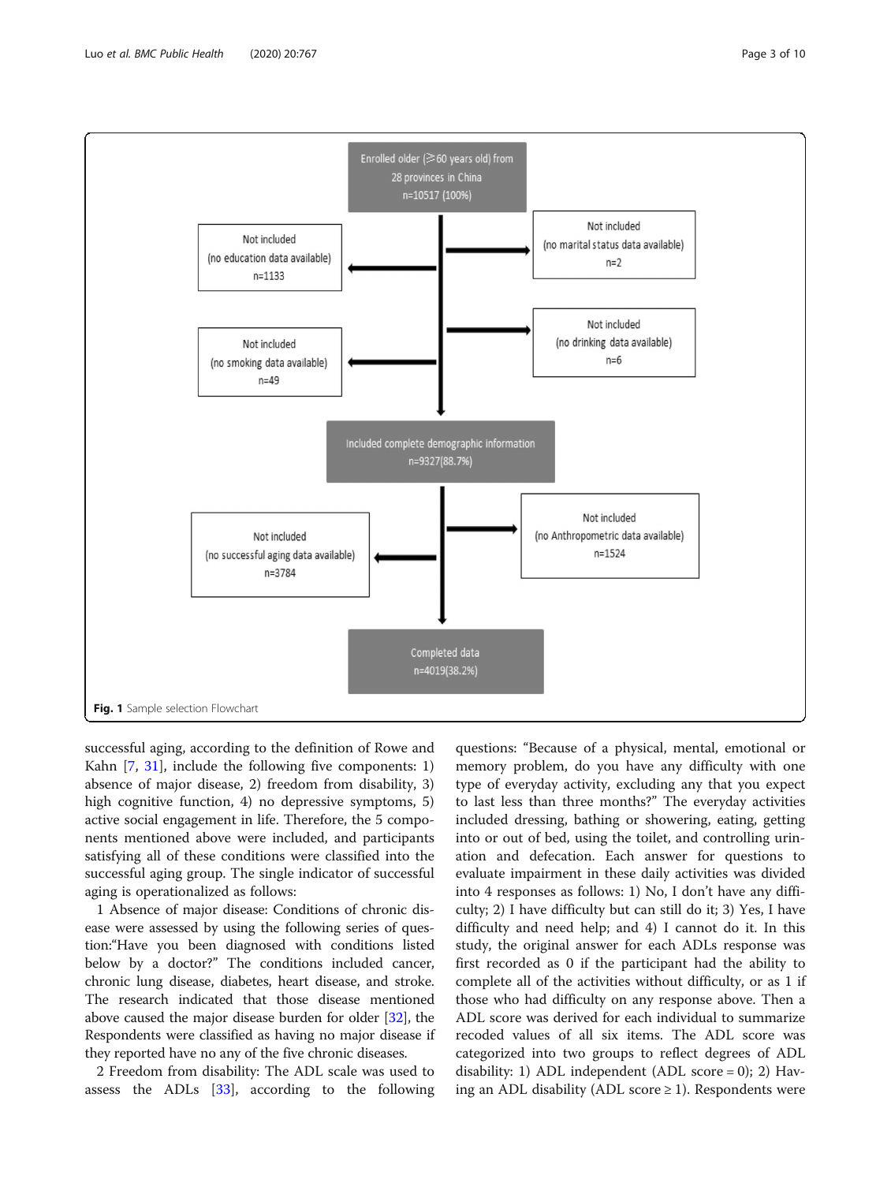Enrolled older (≥60 years old) from 28 provinces in China n=10517 (100%)

Not included (no marital status data available) n=2

Not included (no education data available) n=1133

Not included (no drinking data available) n=6

Not included (no smoking data available) n=49

Included complete demographic information n=9327(88.7%)

Not included (no Anthropometric data available) n=1524

Not included (no successful aging data available) n=3784

Completed data n=4019(38.2%)

**Fig. 1** Sample selection Flowchart

successful aging, according to the definition of Rowe and Kahn [7, 31], include the following five components: 1) absence of major disease, 2) freedom from disability, 3) high cognitive function, 4) no depressive symptoms, 5) active social engagement in life. Therefore, the 5 components mentioned above were included, and participants satisfying all of these conditions were classified into the successful aging group. The single indicator of successful aging is operationalized as follows:

1 Absence of major disease: Conditions of chronic disease were assessed by using the following series of question:"Have you been diagnosed with conditions listed below by a doctor?" The conditions included cancer, chronic lung disease, diabetes, heart disease, and stroke. The research indicated that those disease mentioned above caused the major disease burden for older [32], the Respondents were classified as having no major disease if they reported have no any of the five chronic diseases.

2 Freedom from disability: The ADL scale was used to assess the ADLs [33], according to the following questions: "Because of a physical, mental, emotional or memory problem, do you have any difficulty with one type of everyday activity, excluding any that you expect to last less than three months?" The everyday activities included dressing, bathing or showering, eating, getting into or out of bed, using the toilet, and controlling urination and defecation. Each answer for questions to evaluate impairment in these daily activities was divided into 4 responses as follows: 1) No, I don't have any difficulty; 2) I have difficulty but can still do it; 3) Yes, I have difficulty and need help; and 4) I cannot do it. In this study, the original answer for each ADLs response was first recorded as 0 if the participant had the ability to complete all of the activities without difficulty, or as 1 if those who had difficulty on any response above. Then a ADL score was derived for each individual to summarize recoded values of all six items. The ADL score was categorized into two groups to reflect degrees of ADL disability: 1) ADL independent (ADL score = 0); 2) Having an ADL disability (ADL score ≥ 1). Respondents were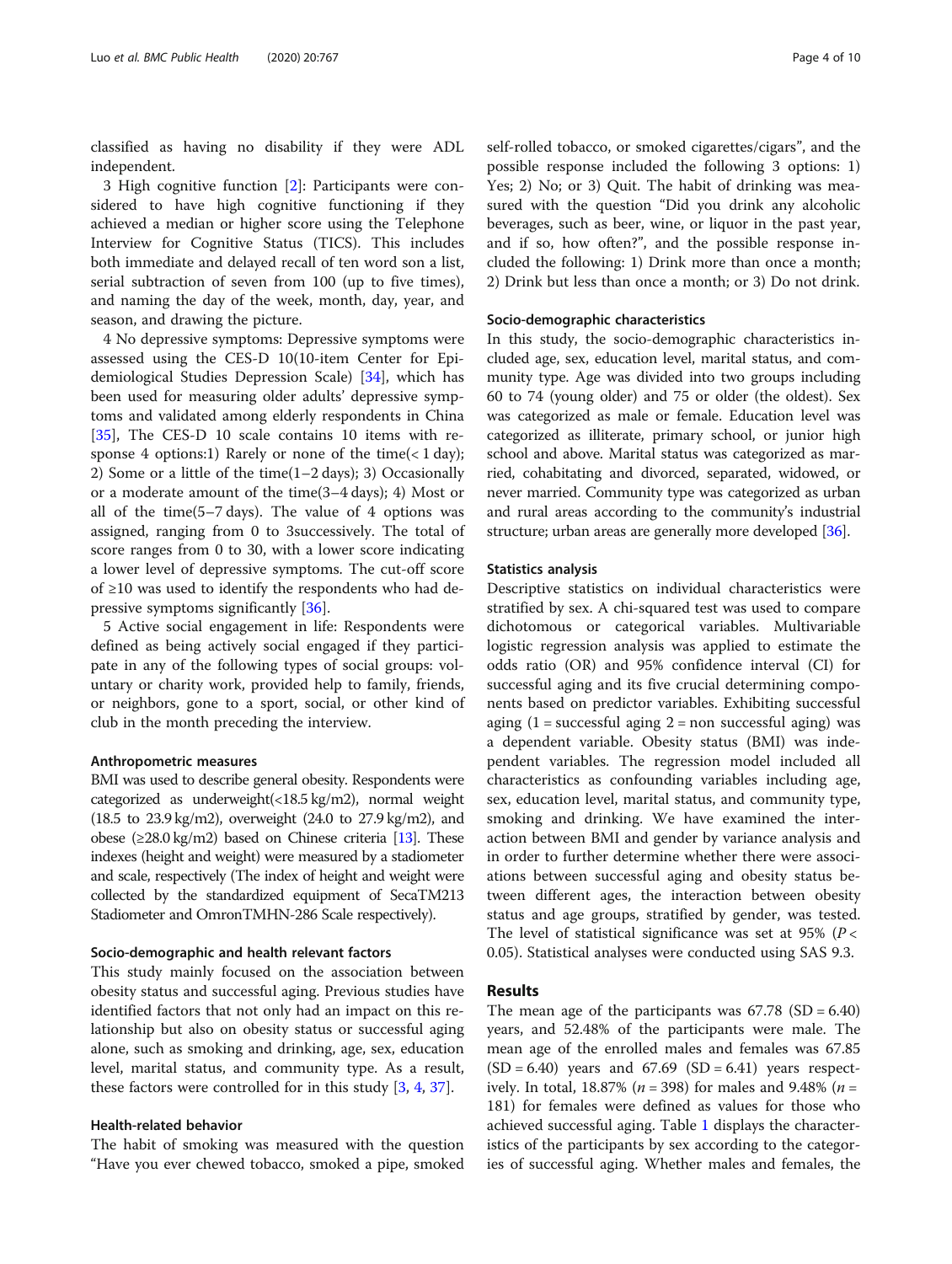classified as having no disability if they were ADL independent.

3 High cognitive function [2]: Participants were considered to have high cognitive functioning if they achieved a median or higher score using the Telephone Interview for Cognitive Status (TICS). This includes both immediate and delayed recall of ten word son a list, serial subtraction of seven from 100 (up to five times), and naming the day of the week, month, day, year, and season, and drawing the picture.

4 No depressive symptoms: Depressive symptoms were assessed using the CES-D 10(10-item Center for Epidemiological Studies Depression Scale) [34], which has been used for measuring older adults' depressive symptoms and validated among elderly respondents in China [35], The CES-D 10 scale contains 10 items with response 4 options:1) Rarely or none of the time(< 1 day); 2) Some or a little of the time(1–2 days); 3) Occasionally or a moderate amount of the time(3–4 days); 4) Most or all of the time(5–7 days). The value of 4 options was assigned, ranging from 0 to 3successively. The total of score ranges from 0 to 30, with a lower score indicating a lower level of depressive symptoms. The cut-off score of ≥10 was used to identify the respondents who had depressive symptoms significantly [36].

5 Active social engagement in life: Respondents were defined as being actively social engaged if they participate in any of the following types of social groups: voluntary or charity work, provided help to family, friends, or neighbors, gone to a sport, social, or other kind of club in the month preceding the interview.

### Anthropometric measures

BMI was used to describe general obesity. Respondents were categorized as underweight(<18.5 kg/m2), normal weight (18.5 to 23.9 kg/m2), overweight (24.0 to 27.9 kg/m2), and obese (≥28.0 kg/m2) based on Chinese criteria [13]. These indexes (height and weight) were measured by a stadiometer and scale, respectively (The index of height and weight were collected by the standardized equipment of SecaTM213 Stadiometer and OmronTMHN-286 Scale respectively).

### Socio-demographic and health relevant factors

This study mainly focused on the association between obesity status and successful aging. Previous studies have identified factors that not only had an impact on this relationship but also on obesity status or successful aging alone, such as smoking and drinking, age, sex, education level, marital status, and community type. As a result, these factors were controlled for in this study [3, 4, 37].

### Health-related behavior

The habit of smoking was measured with the question "Have you ever chewed tobacco, smoked a pipe, smoked self-rolled tobacco, or smoked cigarettes/cigars", and the possible response included the following 3 options: 1) Yes; 2) No; or 3) Quit. The habit of drinking was measured with the question "Did you drink any alcoholic beverages, such as beer, wine, or liquor in the past year, and if so, how often?", and the possible response included the following: 1) Drink more than once a month; 2) Drink but less than once a month; or 3) Do not drink.

### Socio-demographic characteristics

In this study, the socio-demographic characteristics included age, sex, education level, marital status, and community type. Age was divided into two groups including 60 to 74 (young older) and 75 or older (the oldest). Sex was categorized as male or female. Education level was categorized as illiterate, primary school, or junior high school and above. Marital status was categorized as married, cohabitating and divorced, separated, widowed, or never married. Community type was categorized as urban and rural areas according to the community's industrial structure; urban areas are generally more developed [36].

### Statistics analysis

Descriptive statistics on individual characteristics were stratified by sex. A chi-squared test was used to compare dichotomous or categorical variables. Multivariable logistic regression analysis was applied to estimate the odds ratio (OR) and 95% confidence interval (CI) for successful aging and its five crucial determining components based on predictor variables. Exhibiting successful aging (1 = successful aging 2 = non successful aging) was a dependent variable. Obesity status (BMI) was independent variables. The regression model included all characteristics as confounding variables including age, sex, education level, marital status, and community type, smoking and drinking. We have examined the interaction between BMI and gender by variance analysis and in order to further determine whether there were associations between successful aging and obesity status between different ages, the interaction between obesity status and age groups, stratified by gender, was tested. The level of statistical significance was set at 95% ($P < 0.05$). Statistical analyses were conducted using SAS 9.3.

## Results

The mean age of the participants was 67.78 (SD = 6.40) years, and 52.48% of the participants were male. The mean age of the enrolled males and females was 67.85 (SD = 6.40) years and 67.69 (SD = 6.41) years respectively. In total, 18.87% ($n = 398$) for males and 9.48% ($n = 181$) for females were defined as values for those who achieved successful aging. Table 1 displays the characteristics of the participants by sex according to the categories of successful aging. Whether males and females, the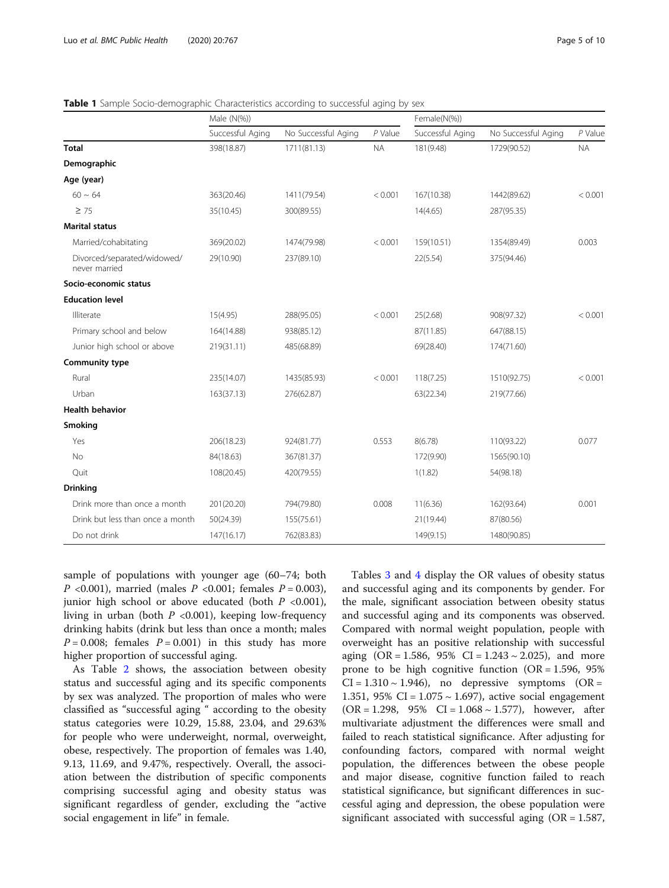**Table 1** Sample Socio-demographic Characteristics according to successful aging by sex

| | Male (N(%)) | | | Female(N(%)) | | |
|---|---|---|---|---|---|---|
| | Successful Aging | No Successful Aging | *P* Value | Successful Aging | No Successful Aging | *P* Value |
| **Total** | 398(18.87) | 1711(81.13) | NA | 181(9.48) | 1729(90.52) | NA |
| **Demographic** | | | | | | |
| **Age (year)** | | | | | | |
| 60 ~ 64 | 363(20.46) | 1411(79.54) | < 0.001 | 167(10.38) | 1442(89.62) | < 0.001 |
| ≥ 75 | 35(10.45) | 300(89.55) | | 14(4.65) | 287(95.35) | |
| **Marital status** | | | | | | |
| Married/cohabitating | 369(20.02) | 1474(79.98) | < 0.001 | 159(10.51) | 1354(89.49) | 0.003 |
| Divorced/separated/widowed/ never married | 29(10.90) | 237(89.10) | | 22(5.54) | 375(94.46) | |
| **Socio-economic status** | | | | | | |
| **Education level** | | | | | | |
| Illiterate | 15(4.95) | 288(95.05) | < 0.001 | 25(2.68) | 908(97.32) | < 0.001 |
| Primary school and below | 164(14.88) | 938(85.12) | | 87(11.85) | 647(88.15) | |
| Junior high school or above | 219(31.11) | 485(68.89) | | 69(28.40) | 174(71.60) | |
| **Community type** | | | | | | |
| Rural | 235(14.07) | 1435(85.93) | < 0.001 | 118(7.25) | 1510(92.75) | < 0.001 |
| Urban | 163(37.13) | 276(62.87) | | 63(22.34) | 219(77.66) | |
| **Health behavior** | | | | | | |
| **Smoking** | | | | | | |
| Yes | 206(18.23) | 924(81.77) | 0.553 | 8(6.78) | 110(93.22) | 0.077 |
| No | 84(18.63) | 367(81.37) | | 172(9.90) | 1565(90.10) | |
| Quit | 108(20.45) | 420(79.55) | | 1(1.82) | 54(98.18) | |
| **Drinking** | | | | | | |
| Drink more than once a month | 201(20.20) | 794(79.80) | 0.008 | 11(6.36) | 162(93.64) | 0.001 |
| Drink but less than once a month | 50(24.39) | 155(75.61) | | 21(19.44) | 87(80.56) | |
| Do not drink | 147(16.17) | 762(83.83) | | 149(9.15) | 1480(90.85) | |

sample of populations with younger age (60–74; both $P$ <0.001), married (males $P$ <0.001; females $P = 0.003$), junior high school or above educated (both $P$ <0.001), living in urban (both $P$ <0.001), keeping low-frequency drinking habits (drink but less than once a month; males $P = 0.008$; females $P = 0.001$) in this study has more higher proportion of successful aging.

As Table 2 shows, the association between obesity status and successful aging and its specific components by sex was analyzed. The proportion of males who were classified as "successful aging " according to the obesity status categories were 10.29, 15.88, 23.04, and 29.63% for people who were underweight, normal, overweight, obese, respectively. The proportion of females was 1.40, 9.13, 11.69, and 9.47%, respectively. Overall, the association between the distribution of specific components comprising successful aging and obesity status was significant regardless of gender, excluding the "active social engagement in life" in female.

Tables 3 and 4 display the OR values of obesity status and successful aging and its components by gender. For the male, significant association between obesity status and successful aging and its components was observed. Compared with normal weight population, people with overweight has an positive relationship with successful aging (OR = 1.586, 95% CI = 1.243 ~ 2.025), and more prone to be high cognitive function (OR = 1.596, 95% CI = 1.310 ~ 1.946), no depressive symptoms (OR = 1.351, 95% CI = 1.075 ~ 1.697), active social engagement (OR = 1.298, 95% CI = 1.068 ~ 1.577), however, after multivariate adjustment the differences were small and failed to reach statistical significance. After adjusting for confounding factors, compared with normal weight population, the differences between the obese people and major disease, cognitive function failed to reach statistical significance, but significant differences in successful aging and depression, the obese population were significant associated with successful aging (OR = 1.587,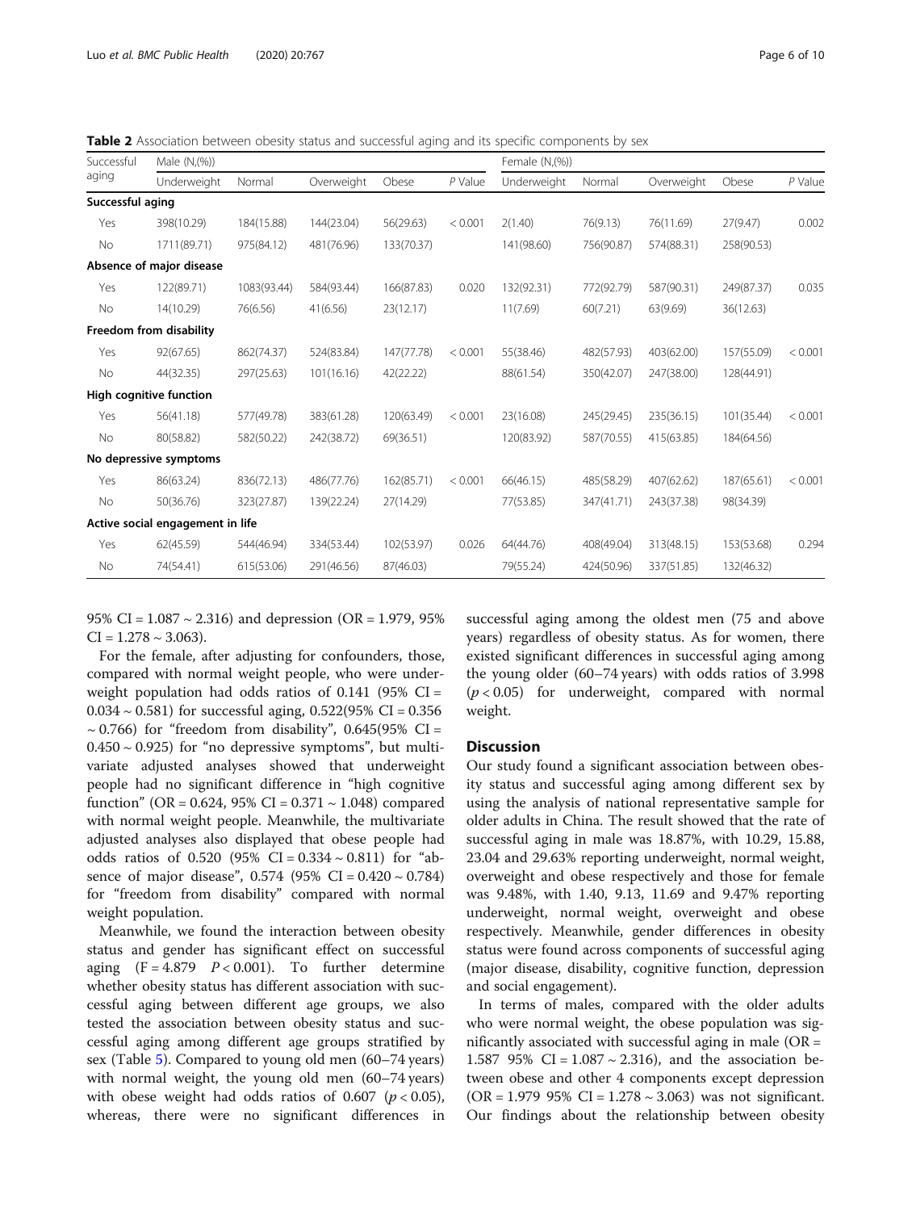**Table 2** Association between obesity status and successful aging and its specific components by sex

| Successful aging | Male (N,(%)) | | | | | Female (N,(%)) | | | | |
|---|---|---|---|---|---|---|---|---|---|---|
| | Underweight | Normal | Overweight | Obese | *P* Value | Underweight | Normal | Overweight | Obese | *P* Value |
| **Successful aging** | | | | | | | | | | |
| Yes | 398(10.29) | 184(15.88) | 144(23.04) | 56(29.63) | < 0.001 | 2(1.40) | 76(9.13) | 76(11.69) | 27(9.47) | 0.002 |
| No | 1711(89.71) | 975(84.12) | 481(76.96) | 133(70.37) | | 141(98.60) | 756(90.87) | 574(88.31) | 258(90.53) | |
| **Absence of major disease** | | | | | | | | | | |
| Yes | 122(89.71) | 1083(93.44) | 584(93.44) | 166(87.83) | 0.020 | 132(92.31) | 772(92.79) | 587(90.31) | 249(87.37) | 0.035 |
| No | 14(10.29) | 76(6.56) | 41(6.56) | 23(12.17) | | 11(7.69) | 60(7.21) | 63(9.69) | 36(12.63) | |
| **Freedom from disability** | | | | | | | | | | |
| Yes | 92(67.65) | 862(74.37) | 524(83.84) | 147(77.78) | < 0.001 | 55(38.46) | 482(57.93) | 403(62.00) | 157(55.09) | < 0.001 |
| No | 44(32.35) | 297(25.63) | 101(16.16) | 42(22.22) | | 88(61.54) | 350(42.07) | 247(38.00) | 128(44.91) | |
| **High cognitive function** | | | | | | | | | | |
| Yes | 56(41.18) | 577(49.78) | 383(61.28) | 120(63.49) | < 0.001 | 23(16.08) | 245(29.45) | 235(36.15) | 101(35.44) | < 0.001 |
| No | 80(58.82) | 582(50.22) | 242(38.72) | 69(36.51) | | 120(83.92) | 587(70.55) | 415(63.85) | 184(64.56) | |
| **No depressive symptoms** | | | | | | | | | | |
| Yes | 86(63.24) | 836(72.13) | 486(77.76) | 162(85.71) | < 0.001 | 66(46.15) | 485(58.29) | 407(62.62) | 187(65.61) | < 0.001 |
| No | 50(36.76) | 323(27.87) | 139(22.24) | 27(14.29) | | 77(53.85) | 347(41.71) | 243(37.38) | 98(34.39) | |
| **Active social engagement in life** | | | | | | | | | | |
| Yes | 62(45.59) | 544(46.94) | 334(53.44) | 102(53.97) | 0.026 | 64(44.76) | 408(49.04) | 313(48.15) | 153(53.68) | 0.294 |
| No | 74(54.41) | 615(53.06) | 291(46.56) | 87(46.03) | | 79(55.24) | 424(50.96) | 337(51.85) | 132(46.32) | |

95% CI = 1.087 ~ 2.316) and depression (OR = 1.979, 95% CI = 1.278 ~ 3.063).

For the female, after adjusting for confounders, those, compared with normal weight people, who were underweight population had odds ratios of 0.141 (95% CI = 0.034 ~ 0.581) for successful aging, 0.522(95% CI = 0.356 ~ 0.766) for "freedom from disability", 0.645(95% CI = 0.450 ~ 0.925) for "no depressive symptoms", but multivariate adjusted analyses showed that underweight people had no significant difference in "high cognitive function" (OR = 0.624, 95% CI = 0.371 ~ 1.048) compared with normal weight people. Meanwhile, the multivariate adjusted analyses also displayed that obese people had odds ratios of 0.520 (95% CI = 0.334 ~ 0.811) for "absence of major disease", 0.574 (95% CI = 0.420 ~ 0.784) for "freedom from disability" compared with normal weight population.

Meanwhile, we found the interaction between obesity status and gender has significant effect on successful aging (F = 4.879 $P < 0.001$). To further determine whether obesity status has different association with successful aging between different age groups, we also tested the association between obesity status and successful aging among different age groups stratified by sex (Table 5). Compared to young old men (60–74 years) with normal weight, the young old men (60–74 years) with obese weight had odds ratios of 0.607 ($p < 0.05$), whereas, there were no significant differences in successful aging among the oldest men (75 and above years) regardless of obesity status. As for women, there existed significant differences in successful aging among the young older (60–74 years) with odds ratios of 3.998 ($p < 0.05$) for underweight, compared with normal weight.

## Discussion

Our study found a significant association between obesity status and successful aging among different sex by using the analysis of national representative sample for older adults in China. The result showed that the rate of successful aging in male was 18.87%, with 10.29, 15.88, 23.04 and 29.63% reporting underweight, normal weight, overweight and obese respectively and those for female was 9.48%, with 1.40, 9.13, 11.69 and 9.47% reporting underweight, normal weight, overweight and obese respectively. Meanwhile, gender differences in obesity status were found across components of successful aging (major disease, disability, cognitive function, depression and social engagement).

In terms of males, compared with the older adults who were normal weight, the obese population was significantly associated with successful aging in male (OR = 1.587 95% CI = 1.087 ~ 2.316), and the association between obese and other 4 components except depression (OR = 1.979 95% CI = 1.278 ~ 3.063) was not significant. Our findings about the relationship between obesity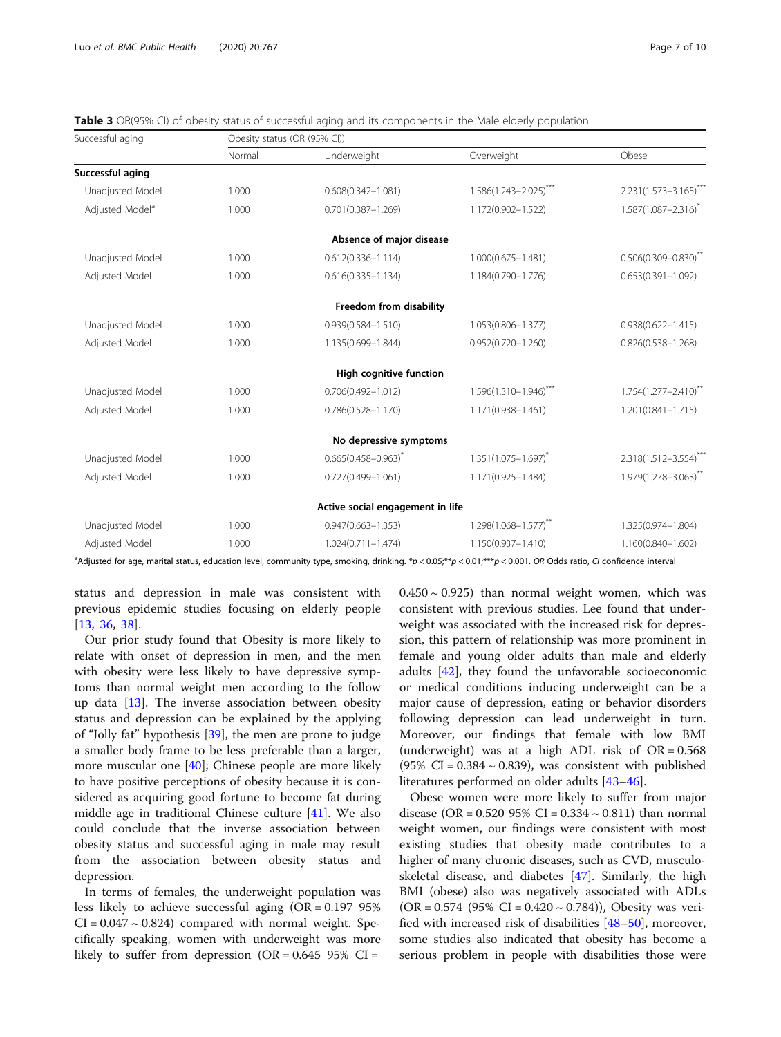**Table 3** OR(95% CI) of obesity status of successful aging and its components in the Male elderly population

| Successful aging | Obesity status (OR (95% CI)) | | | |
|---|---|---|---|---|
| | Normal | Underweight | Overweight | Obese |
| **Successful aging** | | | | |
| Unadjusted Model | 1.000 | 0.608(0.342–1.081) | 1.586(1.243–2.025)*** | 2.231(1.573–3.165)*** |
| Adjusted Model[a] | 1.000 | 0.701(0.387–1.269) | 1.172(0.902–1.522) | 1.587(1.087–2.316)* |
| **Absence of major disease** | | | | |
| Unadjusted Model | 1.000 | 0.612(0.336–1.114) | 1.000(0.675–1.481) | 0.506(0.309–0.830)** |
| Adjusted Model | 1.000 | 0.616(0.335–1.134) | 1.184(0.790–1.776) | 0.653(0.391–1.092) |
| **Freedom from disability** | | | | |
| Unadjusted Model | 1.000 | 0.939(0.584–1.510) | 1.053(0.806–1.377) | 0.938(0.622–1.415) |
| Adjusted Model | 1.000 | 1.135(0.699–1.844) | 0.952(0.720–1.260) | 0.826(0.538–1.268) |
| **High cognitive function** | | | | |
| Unadjusted Model | 1.000 | 0.706(0.492–1.012) | 1.596(1.310–1.946)*** | 1.754(1.277–2.410)** |
| Adjusted Model | 1.000 | 0.786(0.528–1.170) | 1.171(0.938–1.461) | 1.201(0.841–1.715) |
| **No depressive symptoms** | | | | |
| Unadjusted Model | 1.000 | 0.665(0.458–0.963)* | 1.351(1.075–1.697)* | 2.318(1.512–3.554)*** |
| Adjusted Model | 1.000 | 0.727(0.499–1.061) | 1.171(0.925–1.484) | 1.979(1.278–3.063)** |
| **Active social engagement in life** | | | | |
| Unadjusted Model | 1.000 | 0.947(0.663–1.353) | 1.298(1.068–1.577)** | 1.325(0.974–1.804) |
| Adjusted Model | 1.000 | 1.024(0.711–1.474) | 1.150(0.937–1.410) | 1.160(0.840–1.602) |

[a]Adjusted for age, marital status, education level, community type, smoking, drinking. *$p < 0.05$;**$p < 0.01$;***$p < 0.001$. *OR* Odds ratio, *CI* confidence interval

status and depression in male was consistent with previous epidemic studies focusing on elderly people [13, 36, 38].

Our prior study found that Obesity is more likely to relate with onset of depression in men, and the men with obesity were less likely to have depressive symptoms than normal weight men according to the follow up data [13]. The inverse association between obesity status and depression can be explained by the applying of "Jolly fat" hypothesis [39], the men are prone to judge a smaller body frame to be less preferable than a larger, more muscular one [40]; Chinese people are more likely to have positive perceptions of obesity because it is considered as acquiring good fortune to become fat during middle age in traditional Chinese culture [41]. We also could conclude that the inverse association between obesity status and successful aging in male may result from the association between obesity status and depression.

In terms of females, the underweight population was less likely to achieve successful aging (OR = 0.197 95% CI = 0.047 ~ 0.824) compared with normal weight. Specifically speaking, women with underweight was more likely to suffer from depression (OR = 0.645 95% CI = 0.450 ~ 0.925) than normal weight women, which was consistent with previous studies. Lee found that underweight was associated with the increased risk for depression, this pattern of relationship was more prominent in female and young older adults than male and elderly adults [42], they found the unfavorable socioeconomic or medical conditions inducing underweight can be a major cause of depression, eating or behavior disorders following depression can lead underweight in turn. Moreover, our findings that female with low BMI (underweight) was at a high ADL risk of OR = 0.568 (95% CI = 0.384 ~ 0.839), was consistent with published literatures performed on older adults [43–46].

Obese women were more likely to suffer from major disease (OR = 0.520 95% CI = 0.334 ~ 0.811) than normal weight women, our findings were consistent with most existing studies that obesity made contributes to a higher of many chronic diseases, such as CVD, musculoskeletal disease, and diabetes [47]. Similarly, the high BMI (obese) also was negatively associated with ADLs (OR = 0.574 (95% CI = 0.420 ~ 0.784)), Obesity was verified with increased risk of disabilities [48–50], moreover, some studies also indicated that obesity has become a serious problem in people with disabilities those were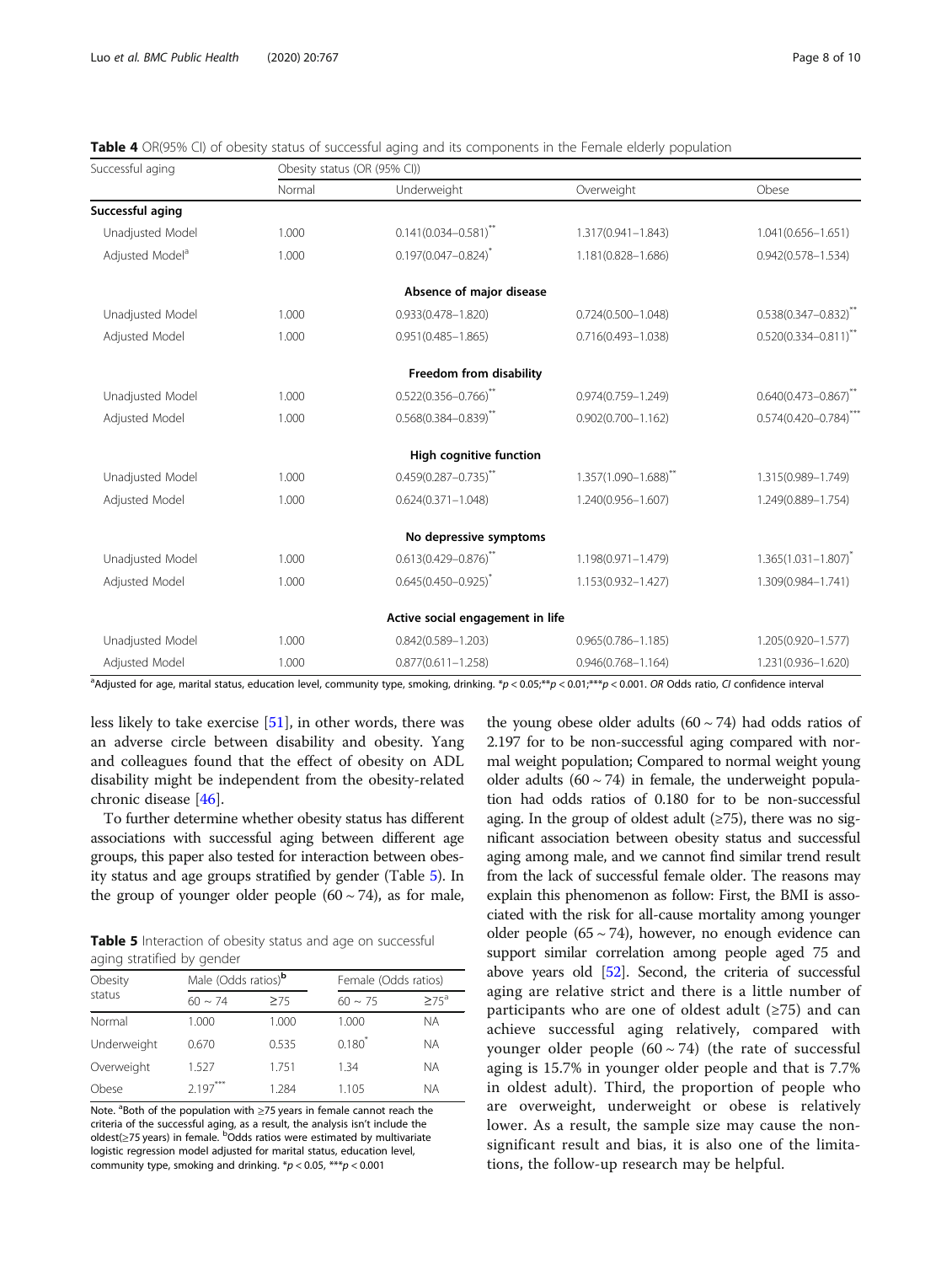**Table 4** OR(95% CI) of obesity status of successful aging and its components in the Female elderly population

| Successful aging | Obesity status (OR (95% CI)) | | | |
|---|---|---|---|---|
| | Normal | Underweight | Overweight | Obese |
| **Successful aging** | | | | |
| Unadjusted Model | 1.000 | 0.141(0.034–0.581)** | 1.317(0.941–1.843) | 1.041(0.656–1.651) |
| Adjusted Model[a] | 1.000 | 0.197(0.047–0.824)* | 1.181(0.828–1.686) | 0.942(0.578–1.534) |
| **Absence of major disease** | | | | |
| Unadjusted Model | 1.000 | 0.933(0.478–1.820) | 0.724(0.500–1.048) | 0.538(0.347–0.832)** |
| Adjusted Model | 1.000 | 0.951(0.485–1.865) | 0.716(0.493–1.038) | 0.520(0.334–0.811)** |
| **Freedom from disability** | | | | |
| Unadjusted Model | 1.000 | 0.522(0.356–0.766)** | 0.974(0.759–1.249) | 0.640(0.473–0.867)** |
| Adjusted Model | 1.000 | 0.568(0.384–0.839)** | 0.902(0.700–1.162) | 0.574(0.420–0.784)*** |
| **High cognitive function** | | | | |
| Unadjusted Model | 1.000 | 0.459(0.287–0.735)** | 1.357(1.090–1.688)** | 1.315(0.989–1.749) |
| Adjusted Model | 1.000 | 0.624(0.371–1.048) | 1.240(0.956–1.607) | 1.249(0.889–1.754) |
| **No depressive symptoms** | | | | |
| Unadjusted Model | 1.000 | 0.613(0.429–0.876)** | 1.198(0.971–1.479) | 1.365(1.031–1.807)* |
| Adjusted Model | 1.000 | 0.645(0.450–0.925)* | 1.153(0.932–1.427) | 1.309(0.984–1.741) |
| **Active social engagement in life** | | | | |
| Unadjusted Model | 1.000 | 0.842(0.589–1.203) | 0.965(0.786–1.185) | 1.205(0.920–1.577) |
| Adjusted Model | 1.000 | 0.877(0.611–1.258) | 0.946(0.768–1.164) | 1.231(0.936–1.620) |

[a]Adjusted for age, marital status, education level, community type, smoking, drinking. *$p < 0.05$;**$p < 0.01$;***$p < 0.001$. *OR* Odds ratio, *CI* confidence interval

less likely to take exercise [51], in other words, there was an adverse circle between disability and obesity. Yang and colleagues found that the effect of obesity on ADL disability might be independent from the obesity-related chronic disease [46].

To further determine whether obesity status has different associations with successful aging between different age groups, this paper also tested for interaction between obesity status and age groups stratified by gender (Table 5). In the group of younger older people (60 ~ 74), as for male, the young obese older adults (60 ~ 74) had odds ratios of 2.197 for to be non-successful aging compared with normal weight population; Compared to normal weight young older adults (60 ~ 74) in female, the underweight population had odds ratios of 0.180 for to be non-successful aging. In the group of oldest adult (≥75), there was no significant association between obesity status and successful aging among male, and we cannot find similar trend result from the lack of successful female older. The reasons may explain this phenomenon as follow: First, the BMI is associated with the risk for all-cause mortality among younger older people (65 ~ 74), however, no enough evidence can support similar correlation among people aged 75 and above years old [52]. Second, the criteria of successful aging are relative strict and there is a little number of participants who are one of oldest adult (≥75) and can achieve successful aging relatively, compared with younger older people (60 ~ 74) (the rate of successful aging is 15.7% in younger older people and that is 7.7% in oldest adult). Third, the proportion of people who are overweight, underweight or obese is relatively lower. As a result, the sample size may cause the non-significant result and bias, it is also one of the limitations, the follow-up research may be helpful.

**Table 5** Interaction of obesity status and age on successful aging stratified by gender

| Obesity status | Male (Odds ratios)[b] | | Female (Odds ratios) | |
|---|---|---|---|---|
| | 60 ~ 74 | ≥75 | 60 ~ 75 | ≥75[a] |
| Normal | 1.000 | 1.000 | 1.000 | NA |
| Underweight | 0.670 | 0.535 | 0.180* | NA |
| Overweight | 1.527 | 1.751 | 1.34 | NA |
| Obese | 2.197*** | 1.284 | 1.105 | NA |

Note. [a]Both of the population with ≥75 years in female cannot reach the criteria of the successful aging, as a result, the analysis isn't include the oldest(≥75 years) in female. [b]Odds ratios were estimated by multivariate logistic regression model adjusted for marital status, education level, community type, smoking and drinking. *$p < 0.05$, ***$p < 0.001$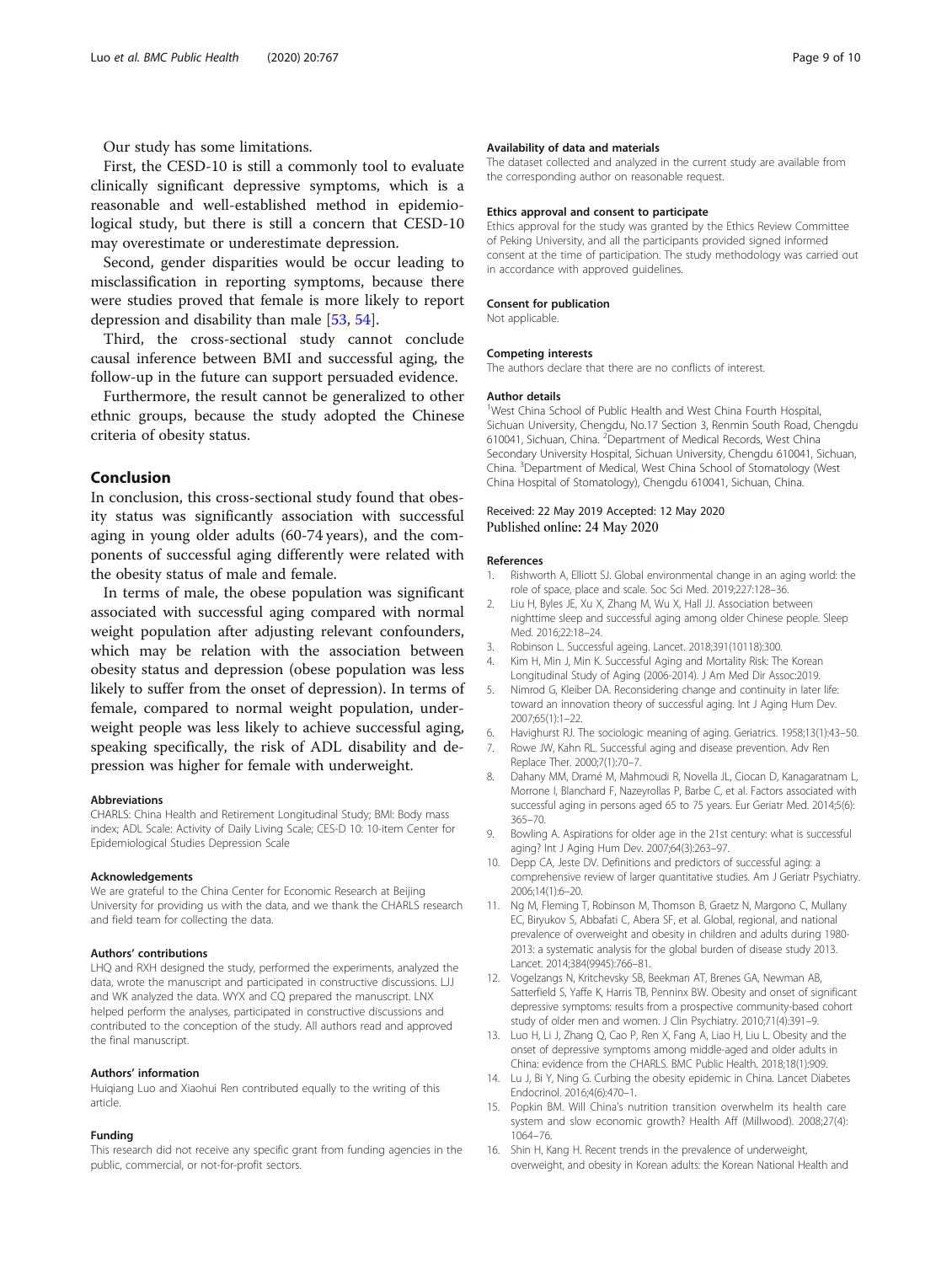Our study has some limitations.

First, the CESD-10 is still a commonly tool to evaluate clinically significant depressive symptoms, which is a reasonable and well-established method in epidemiological study, but there is still a concern that CESD-10 may overestimate or underestimate depression.

Second, gender disparities would be occur leading to misclassification in reporting symptoms, because there were studies proved that female is more likely to report depression and disability than male [53, 54].

Third, the cross-sectional study cannot conclude causal inference between BMI and successful aging, the follow-up in the future can support persuaded evidence.

Furthermore, the result cannot be generalized to other ethnic groups, because the study adopted the Chinese criteria of obesity status.

## Conclusion

In conclusion, this cross-sectional study found that obesity status was significantly association with successful aging in young older adults (60-74 years), and the components of successful aging differently were related with the obesity status of male and female.

In terms of male, the obese population was significant associated with successful aging compared with normal weight population after adjusting relevant confounders, which may be relation with the association between obesity status and depression (obese population was less likely to suffer from the onset of depression). In terms of female, compared to normal weight population, underweight people was less likely to achieve successful aging, speaking specifically, the risk of ADL disability and depression was higher for female with underweight.

#### Abbreviations

CHARLS: China Health and Retirement Longitudinal Study; BMI: Body mass index; ADL Scale: Activity of Daily Living Scale; CES-D 10: 10-item Center for Epidemiological Studies Depression Scale

#### Acknowledgements

We are grateful to the China Center for Economic Research at Beijing University for providing us with the data, and we thank the CHARLS research and field team for collecting the data.

#### Authors' contributions

LHQ and RXH designed the study, performed the experiments, analyzed the data, wrote the manuscript and participated in constructive discussions. LJJ and WK analyzed the data. WYX and CQ prepared the manuscript. LNX helped perform the analyses, participated in constructive discussions and contributed to the conception of the study. All authors read and approved the final manuscript.

#### Authors' information

Huiqiang Luo and Xiaohui Ren contributed equally to the writing of this article.

#### Funding

This research did not receive any specific grant from funding agencies in the public, commercial, or not-for-profit sectors.

#### Availability of data and materials

The dataset collected and analyzed in the current study are available from the corresponding author on reasonable request.

#### Ethics approval and consent to participate

Ethics approval for the study was granted by the Ethics Review Committee of Peking University, and all the participants provided signed informed consent at the time of participation. The study methodology was carried out in accordance with approved guidelines.

#### Consent for publication

Not applicable.

#### Competing interests

The authors declare that there are no conflicts of interest.

#### Author details

[1]West China School of Public Health and West China Fourth Hospital, Sichuan University, Chengdu, No.17 Section 3, Renmin South Road, Chengdu 610041, Sichuan, China. [2]Department of Medical Records, West China Secondary University Hospital, Sichuan University, Chengdu 610041, Sichuan, China. [3]Department of Medical, West China School of Stomatology (West China Hospital of Stomatology), Chengdu 610041, Sichuan, China.

Received: 22 May 2019 Accepted: 12 May 2020
Published online: 24 May 2020

#### References

1. Rishworth A, Elliott SJ. Global environmental change in an aging world: the role of space, place and scale. Soc Sci Med. 2019;227:128–36.
2. Liu H, Byles JE, Xu X, Zhang M, Wu X, Hall JJ. Association between nighttime sleep and successful aging among older Chinese people. Sleep Med. 2016;22:18–24.
3. Robinson L. Successful ageing. Lancet. 2018;391(10118):300.
4. Kim H, Min J, Min K. Successful Aging and Mortality Risk: The Korean Longitudinal Study of Aging (2006-2014). J Am Med Dir Assoc:2019.
5. Nimrod G, Kleiber DA. Reconsidering change and continuity in later life: toward an innovation theory of successful aging. Int J Aging Hum Dev. 2007;65(1):1–22.
6. Havighurst RJ. The sociologic meaning of aging. Geriatrics. 1958;13(1):43–50.
7. Rowe JW, Kahn RL. Successful aging and disease prevention. Adv Ren Replace Ther. 2000;7(1):70–7.
8. Dahany MM, Dramé M, Mahmoudi R, Novella JL, Ciocan D, Kanagaratnam L, Morrone I, Blanchard F, Nazeyrollas P, Barbe C, et al. Factors associated with successful aging in persons aged 65 to 75 years. Eur Geriatr Med. 2014;5(6): 365–70.
9. Bowling A. Aspirations for older age in the 21st century: what is successful aging? Int J Aging Hum Dev. 2007;64(3):263–97.
10. Depp CA, Jeste DV. Definitions and predictors of successful aging: a comprehensive review of larger quantitative studies. Am J Geriatr Psychiatry. 2006;14(1):6–20.
11. Ng M, Fleming T, Robinson M, Thomson B, Graetz N, Margono C, Mullany EC, Biryukov S, Abbafati C, Abera SF, et al. Global, regional, and national prevalence of overweight and obesity in children and adults during 1980-2013: a systematic analysis for the global burden of disease study 2013. Lancet. 2014;384(9945):766–81.
12. Vogelzangs N, Kritchevsky SB, Beekman AT, Brenes GA, Newman AB, Satterfield S, Yaffe K, Harris TB, Penninx BW. Obesity and onset of significant depressive symptoms: results from a prospective community-based cohort study of older men and women. J Clin Psychiatry. 2010;71(4):391–9.
13. Luo H, Li J, Zhang Q, Cao P, Ren X, Fang A, Liao H, Liu L. Obesity and the onset of depressive symptoms among middle-aged and older adults in China: evidence from the CHARLS. BMC Public Health. 2018;18(1):909.
14. Lu J, Bi Y, Ning G. Curbing the obesity epidemic in China. Lancet Diabetes Endocrinol. 2016;4(6):470–1.
15. Popkin BM. Will China's nutrition transition overwhelm its health care system and slow economic growth? Health Aff (Millwood). 2008;27(4): 1064–76.
16. Shin H, Kang H. Recent trends in the prevalence of underweight, overweight, and obesity in Korean adults: the Korean National Health and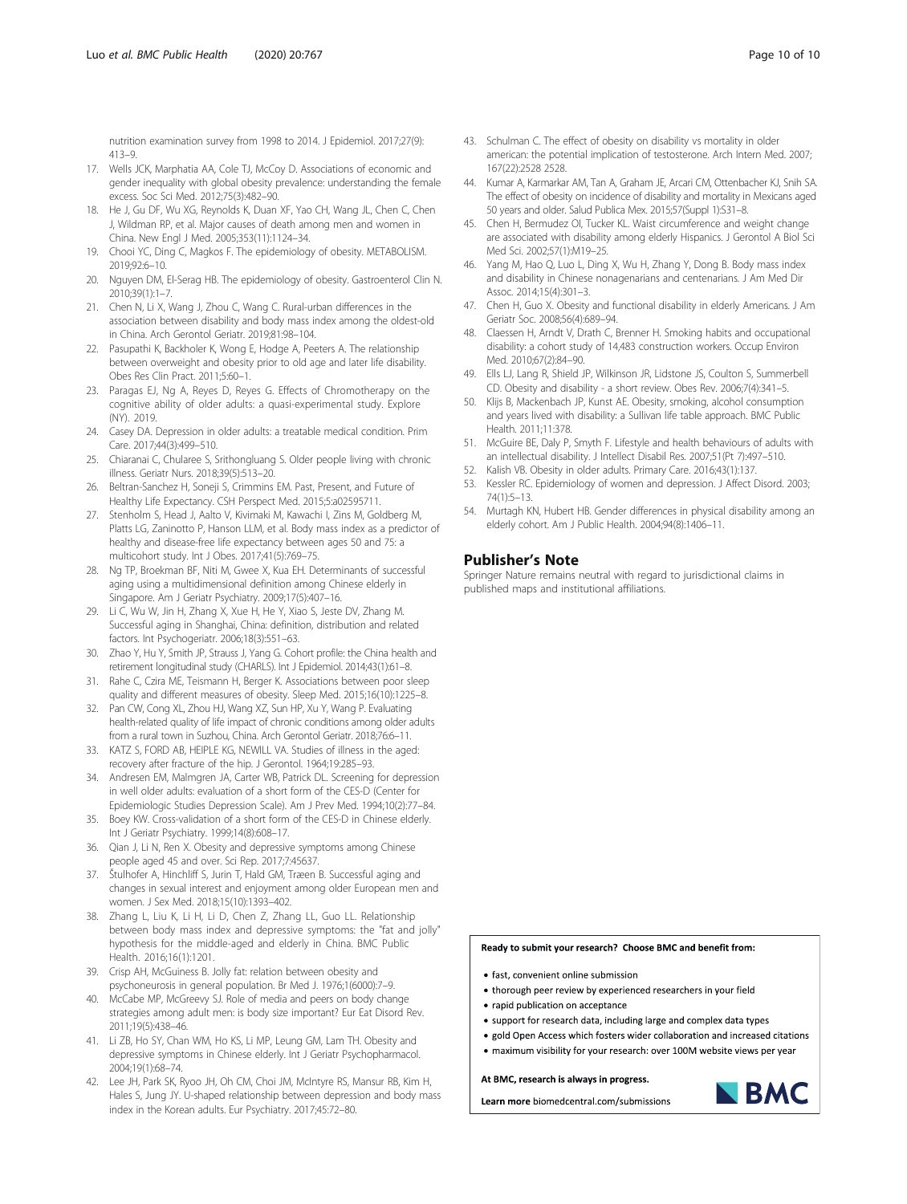nutrition examination survey from 1998 to 2014. J Epidemiol. 2017;27(9): 413–9.

17. Wells JCK, Marphatia AA, Cole TJ, McCoy D. Associations of economic and gender inequality with global obesity prevalence: understanding the female excess. Soc Sci Med. 2012;75(3):482–90.
18. He J, Gu DF, Wu XG, Reynolds K, Duan XF, Yao CH, Wang JL, Chen C, Chen J, Wildman RP, et al. Major causes of death among men and women in China. New Engl J Med. 2005;353(11):1124–34.
19. Chooi YC, Ding C, Magkos F. The epidemiology of obesity. METABOLISM. 2019;92:6–10.
20. Nguyen DM, El-Serag HB. The epidemiology of obesity. Gastroenterol Clin N. 2010;39(1):1–7.
21. Chen N, Li X, Wang J, Zhou C, Wang C. Rural-urban differences in the association between disability and body mass index among the oldest-old in China. Arch Gerontol Geriatr. 2019;81:98–104.
22. Pasupathi K, Backholer K, Wong E, Hodge A, Peeters A. The relationship between overweight and obesity prior to old age and later life disability. Obes Res Clin Pract. 2011;5:60–1.
23. Paragas EJ, Ng A, Reyes D, Reyes G. Effects of Chromotherapy on the cognitive ability of older adults: a quasi-experimental study. Explore (NY). 2019.
24. Casey DA. Depression in older adults: a treatable medical condition. Prim Care. 2017;44(3):499–510.
25. Chiaranai C, Chularee S, Srithongluang S. Older people living with chronic illness. Geriatr Nurs. 2018;39(5):513–20.
26. Beltran-Sanchez H, Soneji S, Crimmins EM. Past, Present, and Future of Healthy Life Expectancy. CSH Perspect Med. 2015;5:a02595711.
27. Stenholm S, Head J, Aalto V, Kivimaki M, Kawachi I, Zins M, Goldberg M, Platts LG, Zaninotto P, Hanson LLM, et al. Body mass index as a predictor of healthy and disease-free life expectancy between ages 50 and 75: a multicohort study. Int J Obes. 2017;41(5):769–75.
28. Ng TP, Broekman BF, Niti M, Gwee X, Kua EH. Determinants of successful aging using a multidimensional definition among Chinese elderly in Singapore. Am J Geriatr Psychiatry. 2009;17(5):407–16.
29. Li C, Wu W, Jin H, Zhang X, Xue H, He Y, Xiao S, Jeste DV, Zhang M. Successful aging in Shanghai, China: definition, distribution and related factors. Int Psychogeriatr. 2006;18(3):551–63.
30. Zhao Y, Hu Y, Smith JP, Strauss J, Yang G. Cohort profile: the China health and retirement longitudinal study (CHARLS). Int J Epidemiol. 2014;43(1):61–8.
31. Rahe C, Czira ME, Teismann H, Berger K. Associations between poor sleep quality and different measures of obesity. Sleep Med. 2015;16(10):1225–8.
32. Pan CW, Cong XL, Zhou HJ, Wang XZ, Sun HP, Xu Y, Wang P. Evaluating health-related quality of life impact of chronic conditions among older adults from a rural town in Suzhou, China. Arch Gerontol Geriatr. 2018;76:6–11.
33. KATZ S, FORD AB, HEIPLE KG, NEWILL VA. Studies of illness in the aged: recovery after fracture of the hip. J Gerontol. 1964;19:285–93.
34. Andresen EM, Malmgren JA, Carter WB, Patrick DL. Screening for depression in well older adults: evaluation of a short form of the CES-D (Center for Epidemiologic Studies Depression Scale). Am J Prev Med. 1994;10(2):77–84.
35. Boey KW. Cross-validation of a short form of the CES-D in Chinese elderly. Int J Geriatr Psychiatry. 1999;14(8):608–17.
36. Qian J, Li N, Ren X. Obesity and depressive symptoms among Chinese people aged 45 and over. Sci Rep. 2017;7:45637.
37. Štulhofer A, Hinchliff S, Jurin T, Hald GM, Træen B. Successful aging and changes in sexual interest and enjoyment among older European men and women. J Sex Med. 2018;15(10):1393–402.
38. Zhang L, Liu K, Li H, Li D, Chen Z, Zhang LL, Guo LL. Relationship between body mass index and depressive symptoms: the "fat and jolly" hypothesis for the middle-aged and elderly in China. BMC Public Health. 2016;16(1):1201.
39. Crisp AH, McGuiness B. Jolly fat: relation between obesity and psychoneurosis in general population. Br Med J. 1976;1(6000):7–9.
40. McCabe MP, McGreevy SJ. Role of media and peers on body change strategies among adult men: is body size important? Eur Eat Disord Rev. 2011;19(5):438–46.
41. Li ZB, Ho SY, Chan WM, Ho KS, Li MP, Leung GM, Lam TH. Obesity and depressive symptoms in Chinese elderly. Int J Geriatr Psychopharmacol. 2004;19(1):68–74.
42. Lee JH, Park SK, Ryoo JH, Oh CM, Choi JM, McIntyre RS, Mansur RB, Kim H, Hales S, Jung JY. U-shaped relationship between depression and body mass index in the Korean adults. Eur Psychiatry. 2017;45:72–80.
43. Schulman C. The effect of obesity on disability vs mortality in older american: the potential implication of testosterone. Arch Intern Med. 2007; 167(22):2528 2528.
44. Kumar A, Karmarkar AM, Tan A, Graham JE, Arcari CM, Ottenbacher KJ, Snih SA. The effect of obesity on incidence of disability and mortality in Mexicans aged 50 years and older. Salud Publica Mex. 2015;57(Suppl 1):S31–8.
45. Chen H, Bermudez OI, Tucker KL. Waist circumference and weight change are associated with disability among elderly Hispanics. J Gerontol A Biol Sci Med Sci. 2002;57(1):M19–25.
46. Yang M, Hao Q, Luo L, Ding X, Wu H, Zhang Y, Dong B. Body mass index and disability in Chinese nonagenarians and centenarians. J Am Med Dir Assoc. 2014;15(4):301–3.
47. Chen H, Guo X. Obesity and functional disability in elderly Americans. J Am Geriatr Soc. 2008;56(4):689–94.
48. Claessen H, Arndt V, Drath C, Brenner H. Smoking habits and occupational disability: a cohort study of 14,483 construction workers. Occup Environ Med. 2010;67(2):84–90.
49. Ells LJ, Lang R, Shield JP, Wilkinson JR, Lidstone JS, Coulton S, Summerbell CD. Obesity and disability - a short review. Obes Rev. 2006;7(4):341–5.
50. Klijs B, Mackenbach JP, Kunst AE. Obesity, smoking, alcohol consumption and years lived with disability: a Sullivan life table approach. BMC Public Health. 2011;11:378.
51. McGuire BE, Daly P, Smyth F. Lifestyle and health behaviours of adults with an intellectual disability. J Intellect Disabil Res. 2007;51(Pt 7):497–510.
52. Kalish VB. Obesity in older adults. Primary Care. 2016;43(1):137.
53. Kessler RC. Epidemiology of women and depression. J Affect Disord. 2003; 74(1):5–13.
54. Murtagh KN, Hubert HB. Gender differences in physical disability among an elderly cohort. Am J Public Health. 2004;94(8):1406–11.

## Publisher's Note

Springer Nature remains neutral with regard to jurisdictional claims in published maps and institutional affiliations.

**Ready to submit your research? Choose BMC and benefit from:**

- fast, convenient online submission
- thorough peer review by experienced researchers in your field
- rapid publication on acceptance
- support for research data, including large and complex data types
- gold Open Access which fosters wider collaboration and increased citations
- maximum visibility for your research: over 100M website views per year

**At BMC, research is always in progress.**

**Learn more** biomedcentral.com/submissions

BMC